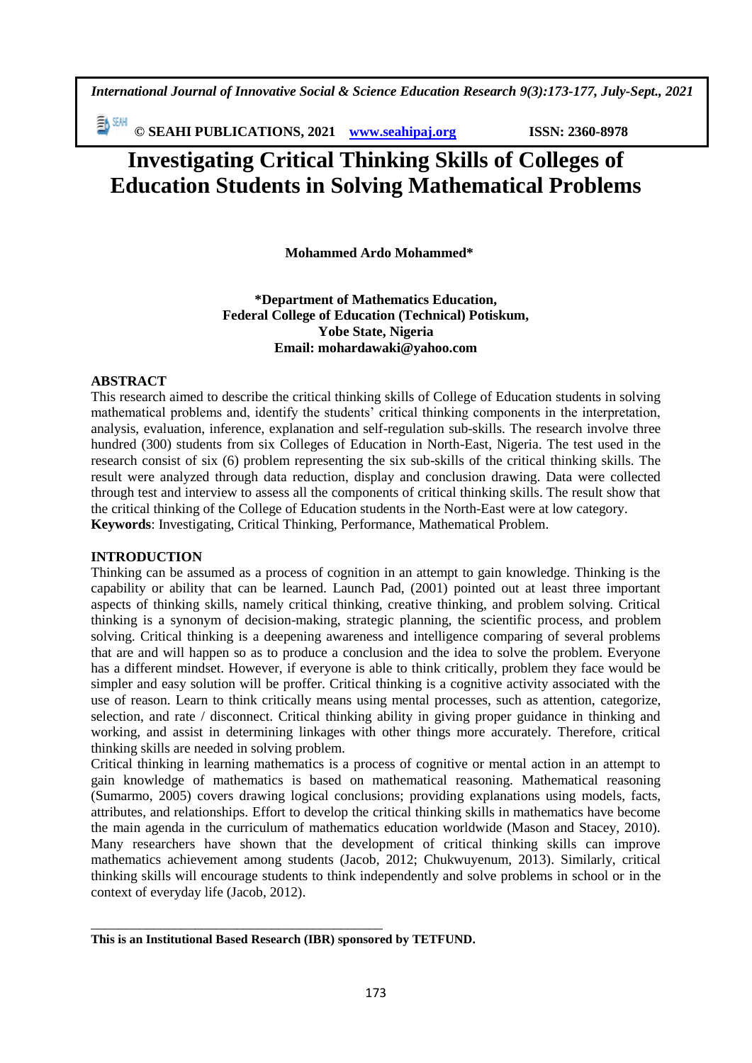# Investigating Critical Thinking Skills of Colleges of Education Students in Solving Mathematical Problems

**Mohammed Ardo Mohammed***

**\*Department of Mathematics Education,**
**Federal College of Education (Technical) Potiskum,**
**Yobe State, Nigeria**
**Email: mohardawaki@yahoo.com**

## ABSTRACT

This research aimed to describe the critical thinking skills of College of Education students in solving mathematical problems and, identify the students' critical thinking components in the interpretation, analysis, evaluation, inference, explanation and self-regulation sub-skills. The research involve three hundred (300) students from six Colleges of Education in North-East, Nigeria. The test used in the research consist of six (6) problem representing the six sub-skills of the critical thinking skills. The result were analyzed through data reduction, display and conclusion drawing. Data were collected through test and interview to assess all the components of critical thinking skills. The result show that the critical thinking of the College of Education students in the North-East were at low category.

**Keywords**: Investigating, Critical Thinking, Performance, Mathematical Problem.

## INTRODUCTION

Thinking can be assumed as a process of cognition in an attempt to gain knowledge. Thinking is the capability or ability that can be learned. Launch Pad, (2001) pointed out at least three important aspects of thinking skills, namely critical thinking, creative thinking, and problem solving. Critical thinking is a synonym of decision-making, strategic planning, the scientific process, and problem solving. Critical thinking is a deepening awareness and intelligence comparing of several problems that are and will happen so as to produce a conclusion and the idea to solve the problem. Everyone has a different mindset. However, if everyone is able to think critically, problem they face would be simpler and easy solution will be proffer. Critical thinking is a cognitive activity associated with the use of reason. Learn to think critically means using mental processes, such as attention, categorize, selection, and rate / disconnect. Critical thinking ability in giving proper guidance in thinking and working, and assist in determining linkages with other things more accurately. Therefore, critical thinking skills are needed in solving problem.

Critical thinking in learning mathematics is a process of cognitive or mental action in an attempt to gain knowledge of mathematics is based on mathematical reasoning. Mathematical reasoning (Sumarmo, 2005) covers drawing logical conclusions; providing explanations using models, facts, attributes, and relationships. Effort to develop the critical thinking skills in mathematics have become the main agenda in the curriculum of mathematics education worldwide (Mason and Stacey, 2010). Many researchers have shown that the development of critical thinking skills can improve mathematics achievement among students (Jacob, 2012; Chukwuyenum, 2013). Similarly, critical thinking skills will encourage students to think independently and solve problems in school or in the context of everyday life (Jacob, 2012).

---

**This is an Institutional Based Research (IBR) sponsored by TETFUND.**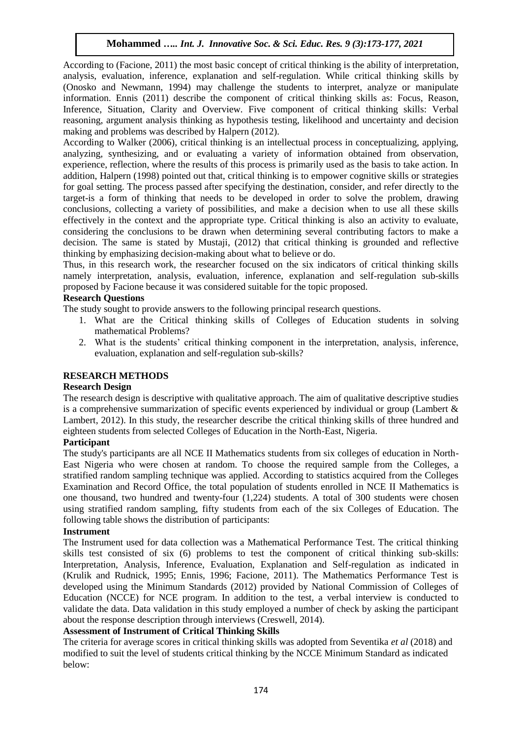According to (Facione, 2011) the most basic concept of critical thinking is the ability of interpretation, analysis, evaluation, inference, explanation and self-regulation. While critical thinking skills by (Onosko and Newmann, 1994) may challenge the students to interpret, analyze or manipulate information. Ennis (2011) describe the component of critical thinking skills as: Focus, Reason, Inference, Situation, Clarity and Overview. Five component of critical thinking skills: Verbal reasoning, argument analysis thinking as hypothesis testing, likelihood and uncertainty and decision making and problems was described by Halpern (2012).

According to Walker (2006), critical thinking is an intellectual process in conceptualizing, applying, analyzing, synthesizing, and or evaluating a variety of information obtained from observation, experience, reflection, where the results of this process is primarily used as the basis to take action. In addition, Halpern (1998) pointed out that, critical thinking is to empower cognitive skills or strategies for goal setting. The process passed after specifying the destination, consider, and refer directly to the target-is a form of thinking that needs to be developed in order to solve the problem, drawing conclusions, collecting a variety of possibilities, and make a decision when to use all these skills effectively in the context and the appropriate type. Critical thinking is also an activity to evaluate, considering the conclusions to be drawn when determining several contributing factors to make a decision. The same is stated by Mustaji, (2012) that critical thinking is grounded and reflective thinking by emphasizing decision-making about what to believe or do.

Thus, in this research work, the researcher focused on the six indicators of critical thinking skills namely interpretation, analysis, evaluation, inference, explanation and self-regulation sub-skills proposed by Facione because it was considered suitable for the topic proposed.

**Research Questions**

The study sought to provide answers to the following principal research questions.

1. What are the Critical thinking skills of Colleges of Education students in solving mathematical Problems?
2. What is the students' critical thinking component in the interpretation, analysis, inference, evaluation, explanation and self-regulation sub-skills?

## RESEARCH METHODS

**Research Design**

The research design is descriptive with qualitative approach. The aim of qualitative descriptive studies is a comprehensive summarization of specific events experienced by individual or group (Lambert & Lambert, 2012). In this study, the researcher describe the critical thinking skills of three hundred and eighteen students from selected Colleges of Education in the North-East, Nigeria.

**Participant**

The study's participants are all NCE II Mathematics students from six colleges of education in North-East Nigeria who were chosen at random. To choose the required sample from the Colleges, a stratified random sampling technique was applied. According to statistics acquired from the Colleges Examination and Record Office, the total population of students enrolled in NCE II Mathematics is one thousand, two hundred and twenty-four (1,224) students. A total of 300 students were chosen using stratified random sampling, fifty students from each of the six Colleges of Education. The following table shows the distribution of participants:

**Instrument**

The Instrument used for data collection was a Mathematical Performance Test. The critical thinking skills test consisted of six (6) problems to test the component of critical thinking sub-skills: Interpretation, Analysis, Inference, Evaluation, Explanation and Self-regulation as indicated in (Krulik and Rudnick, 1995; Ennis, 1996; Facione, 2011). The Mathematics Performance Test is developed using the Minimum Standards (2012) provided by National Commission of Colleges of Education (NCCE) for NCE program. In addition to the test, a verbal interview is conducted to validate the data. Data validation in this study employed a number of check by asking the participant about the response description through interviews (Creswell, 2014).

**Assessment of Instrument of Critical Thinking Skills**

The criteria for average scores in critical thinking skills was adopted from Seventika *et al* (2018) and modified to suit the level of students critical thinking by the NCCE Minimum Standard as indicated below: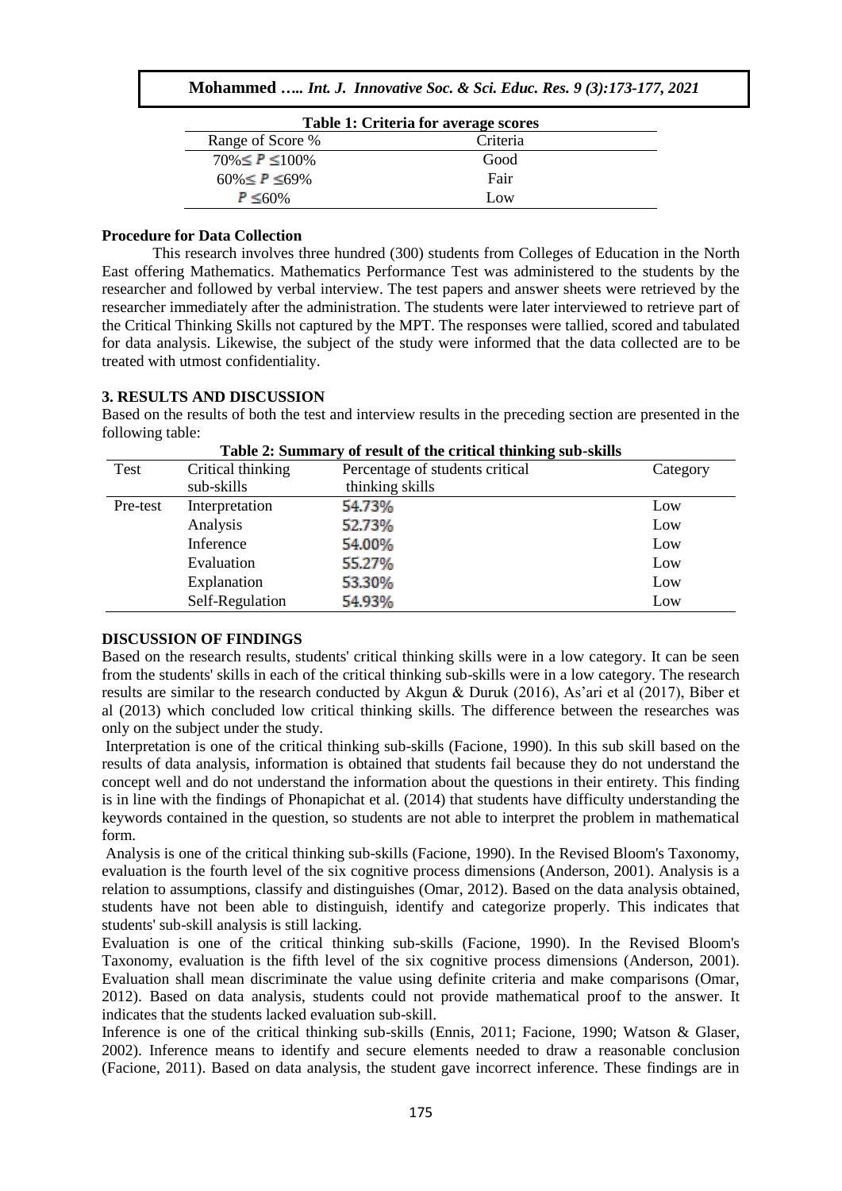**Table 1: Criteria for average scores**

| Range of Score % | Criteria |
|---|---|
| $70\% \leq P \leq 100\%$ | Good |
| $60\% \leq P \leq 69\%$ | Fair |
| $P \leq 60\%$ | Low |

### Procedure for Data Collection

This research involves three hundred (300) students from Colleges of Education in the North East offering Mathematics. Mathematics Performance Test was administered to the students by the researcher and followed by verbal interview. The test papers and answer sheets were retrieved by the researcher immediately after the administration. The students were later interviewed to retrieve part of the Critical Thinking Skills not captured by the MPT. The responses were tallied, scored and tabulated for data analysis. Likewise, the subject of the study were informed that the data collected are to be treated with utmost confidentiality.

## 3. RESULTS AND DISCUSSION

Based on the results of both the test and interview results in the preceding section are presented in the following table:

**Table 2: Summary of result of the critical thinking sub-skills**

| Test | Critical thinking sub-skills | Percentage of students critical thinking skills | Category |
|---|---|---|---|
| Pre-test | Interpretation | 54.73% | Low |
| | Analysis | 52.73% | Low |
| | Inference | 54.00% | Low |
| | Evaluation | 55.27% | Low |
| | Explanation | 53.30% | Low |
| | Self-Regulation | 54.93% | Low |

### DISCUSSION OF FINDINGS

Based on the research results, students' critical thinking skills were in a low category. It can be seen from the students' skills in each of the critical thinking sub-skills were in a low category. The research results are similar to the research conducted by Akgun & Duruk (2016), As'ari et al (2017), Biber et al (2013) which concluded low critical thinking skills. The difference between the researches was only on the subject under the study.

Interpretation is one of the critical thinking sub-skills (Facione, 1990). In this sub skill based on the results of data analysis, information is obtained that students fail because they do not understand the concept well and do not understand the information about the questions in their entirety. This finding is in line with the findings of Phonapichat et al. (2014) that students have difficulty understanding the keywords contained in the question, so students are not able to interpret the problem in mathematical form.

Analysis is one of the critical thinking sub-skills (Facione, 1990). In the Revised Bloom's Taxonomy, evaluation is the fourth level of the six cognitive process dimensions (Anderson, 2001). Analysis is a relation to assumptions, classify and distinguishes (Omar, 2012). Based on the data analysis obtained, students have not been able to distinguish, identify and categorize properly. This indicates that students' sub-skill analysis is still lacking.

Evaluation is one of the critical thinking sub-skills (Facione, 1990). In the Revised Bloom's Taxonomy, evaluation is the fifth level of the six cognitive process dimensions (Anderson, 2001). Evaluation shall mean discriminate the value using definite criteria and make comparisons (Omar, 2012). Based on data analysis, students could not provide mathematical proof to the answer. It indicates that the students lacked evaluation sub-skill.

Inference is one of the critical thinking sub-skills (Ennis, 2011; Facione, 1990; Watson & Glaser, 2002). Inference means to identify and secure elements needed to draw a reasonable conclusion (Facione, 2011). Based on data analysis, the student gave incorrect inference. These findings are in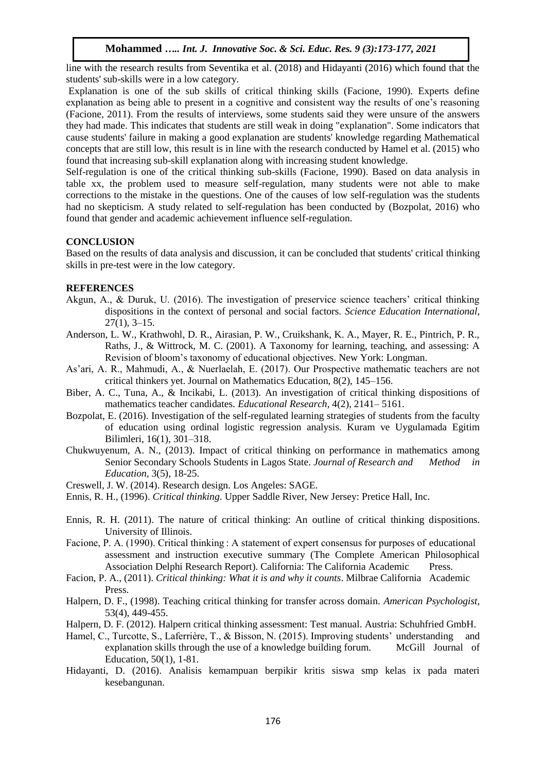line with the research results from Seventika et al. (2018) and Hidayanti (2016) which found that the students' sub-skills were in a low category.

Explanation is one of the sub skills of critical thinking skills (Facione, 1990). Experts define explanation as being able to present in a cognitive and consistent way the results of one's reasoning (Facione, 2011). From the results of interviews, some students said they were unsure of the answers they had made. This indicates that students are still weak in doing "explanation". Some indicators that cause students' failure in making a good explanation are students' knowledge regarding Mathematical concepts that are still low, this result is in line with the research conducted by Hamel et al. (2015) who found that increasing sub-skill explanation along with increasing student knowledge.

Self-regulation is one of the critical thinking sub-skills (Facione, 1990). Based on data analysis in table xx, the problem used to measure self-regulation, many students were not able to make corrections to the mistake in the questions. One of the causes of low self-regulation was the students had no skepticism. A study related to self-regulation has been conducted by (Bozpolat, 2016) who found that gender and academic achievement influence self-regulation.

## CONCLUSION

Based on the results of data analysis and discussion, it can be concluded that students' critical thinking skills in pre-test were in the low category.

## REFERENCES

Akgun, A., & Duruk, U. (2016). The investigation of preservice science teachers' critical thinking dispositions in the context of personal and social factors. *Science Education International*, 27(1), 3–15.

Anderson, L. W., Krathwohl, D. R., Airasian, P. W., Cruikshank, K. A., Mayer, R. E., Pintrich, P. R., Raths, J., & Wittrock, M. C. (2001). A Taxonomy for learning, teaching, and assessing: A Revision of bloom's taxonomy of educational objectives. New York: Longman.

As'ari, A. R., Mahmudi, A., & Nuerlaelah, E. (2017). Our Prospective mathematic teachers are not critical thinkers yet. Journal on Mathematics Education, 8(2), 145–156.

Biber, A. C., Tuna, A., & Incikabi, L. (2013). An investigation of critical thinking dispositions of mathematics teacher candidates. *Educational Research*, 4(2), 2141– 5161.

Bozpolat, E. (2016). Investigation of the self-regulated learning strategies of students from the faculty of education using ordinal logistic regression analysis. Kuram ve Uygulamada Egitim Bilimleri, 16(1), 301–318.

Chukwuyenum, A. N., (2013). Impact of critical thinking on performance in mathematics among Senior Secondary Schools Students in Lagos State. *Journal of Research and Method in Education*, 3(5), 18-25.

Creswell, J. W. (2014). Research design. Los Angeles: SAGE.

Ennis, R. H., (1996). *Critical thinking*. Upper Saddle River, New Jersey: Pretice Hall, Inc.

Ennis, R. H. (2011). The nature of critical thinking: An outline of critical thinking dispositions. University of Illinois.

Facione, P. A. (1990). Critical thinking : A statement of expert consensus for purposes of educational assessment and instruction executive summary (The Complete American Philosophical Association Delphi Research Report). California: The California Academic Press.

Facion, P. A., (2011). *Critical thinking: What it is and why it counts*. Milbrae California Academic Press.

Halpern, D. F., (1998). Teaching critical thinking for transfer across domain. *American Psychologist*, 53(4), 449-455.

Halpern, D. F. (2012). Halpern critical thinking assessment: Test manual. Austria: Schuhfried GmbH.

Hamel, C., Turcotte, S., Laferrière, T., & Bisson, N. (2015). Improving students' understanding and explanation skills through the use of a knowledge building forum. McGill Journal of Education, 50(1), 1-81.

Hidayanti, D. (2016). Analisis kemampuan berpikir kritis siswa smp kelas ix pada materi kesebangunan.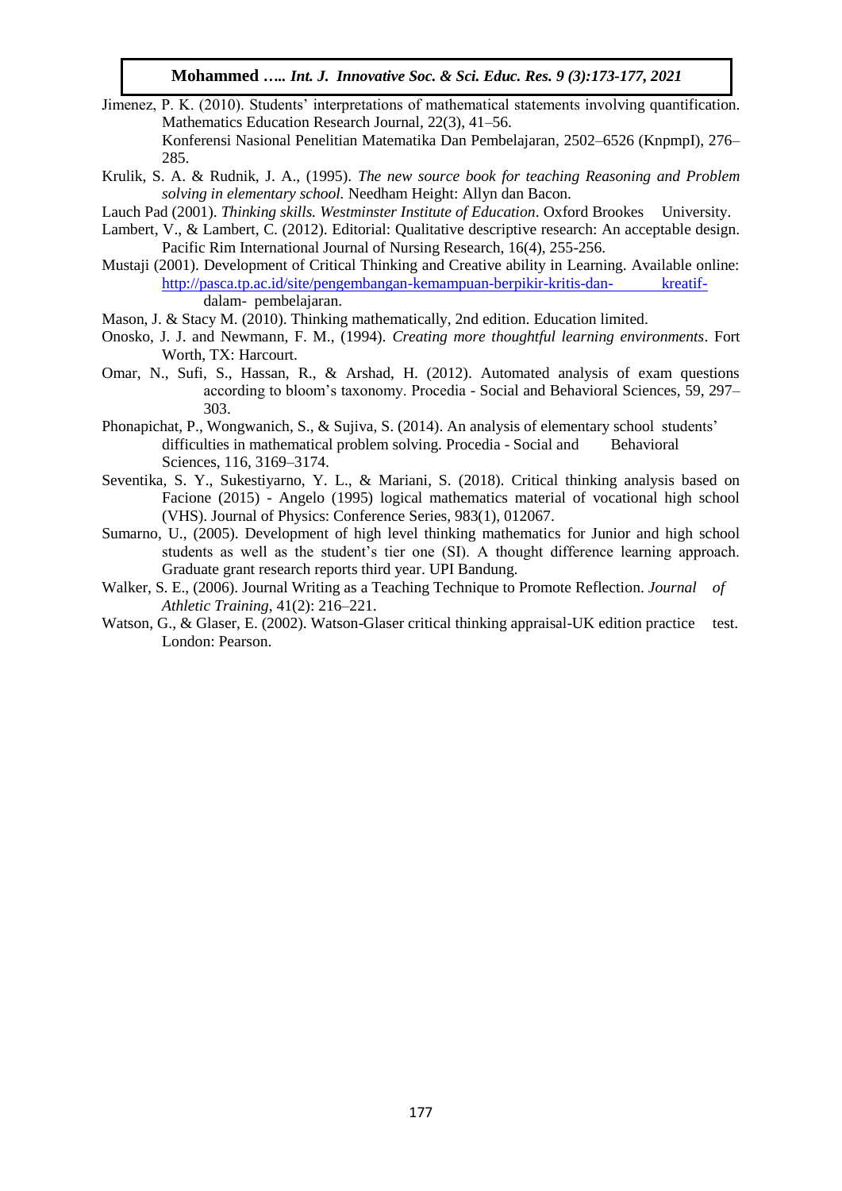Jimenez, P. K. (2010). Students' interpretations of mathematical statements involving quantification. Mathematics Education Research Journal, 22(3), 41–56.
Konferensi Nasional Penelitian Matematika Dan Pembelajaran, 2502–6526 (KnpmpI), 276–285.

Krulik, S. A. & Rudnik, J. A., (1995). *The new source book for teaching Reasoning and Problem solving in elementary school.* Needham Height: Allyn dan Bacon.

Lauch Pad (2001). *Thinking skills. Westminster Institute of Education*. Oxford Brookes University.

Lambert, V., & Lambert, C. (2012). Editorial: Qualitative descriptive research: An acceptable design. Pacific Rim International Journal of Nursing Research, 16(4), 255-256.

Mustaji (2001). Development of Critical Thinking and Creative ability in Learning. Available online: http://pasca.tp.ac.id/site/pengembangan-kemampuan-berpikir-kritis-dan- kreatif- dalam- pembelajaran.

Mason, J. & Stacy M. (2010). Thinking mathematically, 2nd edition. Education limited.

Onosko, J. J. and Newmann, F. M., (1994). *Creating more thoughtful learning environments*. Fort Worth, TX: Harcourt.

Omar, N., Sufi, S., Hassan, R., & Arshad, H. (2012). Automated analysis of exam questions according to bloom's taxonomy. Procedia - Social and Behavioral Sciences, 59, 297–303.

Phonapichat, P., Wongwanich, S., & Sujiva, S. (2014). An analysis of elementary school students' difficulties in mathematical problem solving. Procedia - Social and Behavioral Sciences, 116, 3169–3174.

Seventika, S. Y., Sukestiyarno, Y. L., & Mariani, S. (2018). Critical thinking analysis based on Facione (2015) - Angelo (1995) logical mathematics material of vocational high school (VHS). Journal of Physics: Conference Series, 983(1), 012067.

Sumarno, U., (2005). Development of high level thinking mathematics for Junior and high school students as well as the student's tier one (SI). A thought difference learning approach. Graduate grant research reports third year. UPI Bandung.

Walker, S. E., (2006). Journal Writing as a Teaching Technique to Promote Reflection. *Journal of Athletic Training*, 41(2): 216–221.

Watson, G., & Glaser, E. (2002). Watson-Glaser critical thinking appraisal-UK edition practice test. London: Pearson.